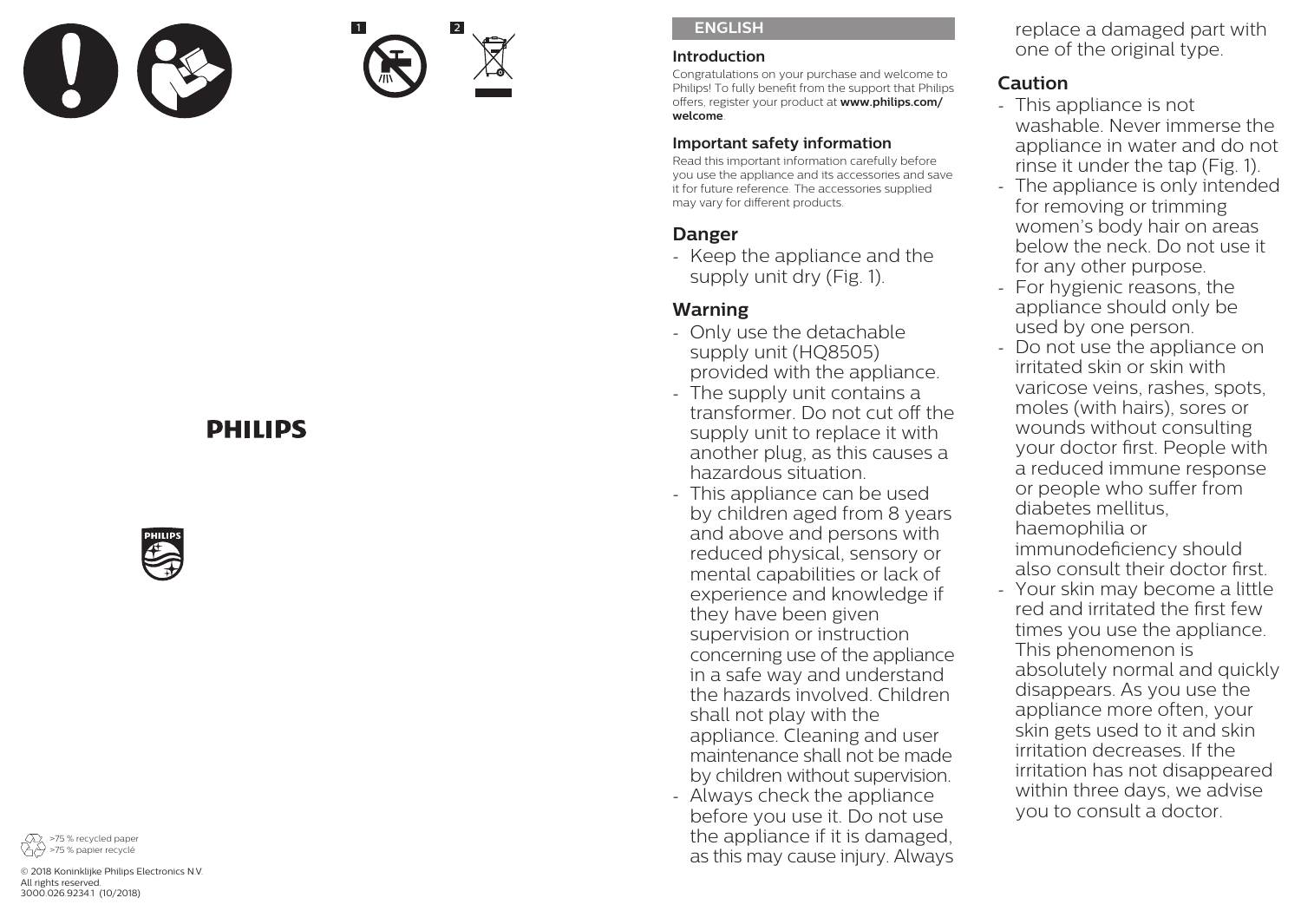1 2

PHILIPS

>75 % recycled paper
>75 % papier recyclé

© 2018 Koninklijke Philips Electronics N.V.
All rights reserved.
3000.026.9234.1 (10/2018)

## ENGLISH

### Introduction

Congratulations on your purchase and welcome to Philips! To fully benefit from the support that Philips offers, register your product at **www.philips.com/welcome**.

### Important safety information

Read this important information carefully before you use the appliance and its accessories and save it for future reference. The accessories supplied may vary for different products.

## Danger

- Keep the appliance and the supply unit dry (Fig. 1).

## Warning

- Only use the detachable supply unit (HQ8505) provided with the appliance.
- The supply unit contains a transformer. Do not cut off the supply unit to replace it with another plug, as this causes a hazardous situation.
- This appliance can be used by children aged from 8 years and above and persons with reduced physical, sensory or mental capabilities or lack of experience and knowledge if they have been given supervision or instruction concerning use of the appliance in a safe way and understand the hazards involved. Children shall not play with the appliance. Cleaning and user maintenance shall not be made by children without supervision.
- Always check the appliance before you use it. Do not use the appliance if it is damaged, as this may cause injury. Always replace a damaged part with one of the original type.

## Caution

- This appliance is not washable. Never immerse the appliance in water and do not rinse it under the tap (Fig. 1).
- The appliance is only intended for removing or trimming women's body hair on areas below the neck. Do not use it for any other purpose.
- For hygienic reasons, the appliance should only be used by one person.
- Do not use the appliance on irritated skin or skin with varicose veins, rashes, spots, moles (with hairs), sores or wounds without consulting your doctor first. People with a reduced immune response or people who suffer from diabetes mellitus, haemophilia or immunodeficiency should also consult their doctor first.
- Your skin may become a little red and irritated the first few times you use the appliance. This phenomenon is absolutely normal and quickly disappears. As you use the appliance more often, your skin gets used to it and skin irritation decreases. If the irritation has not disappeared within three days, we advise you to consult a doctor.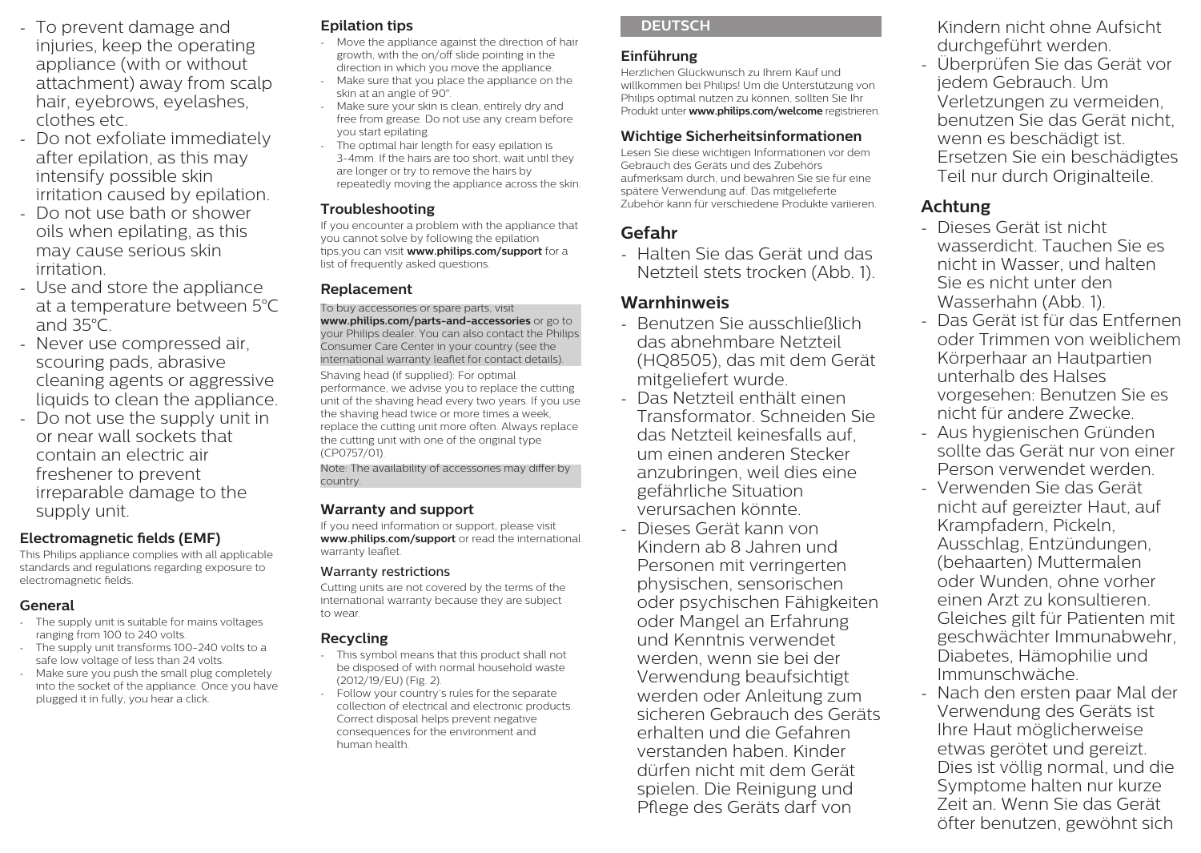- To prevent damage and injuries, keep the operating appliance (with or without attachment) away from scalp hair, eyebrows, eyelashes, clothes etc.
- Do not exfoliate immediately after epilation, as this may intensify possible skin irritation caused by epilation.
- Do not use bath or shower oils when epilating, as this may cause serious skin irritation.
- Use and store the appliance at a temperature between 5°C and 35°C.
- Never use compressed air, scouring pads, abrasive cleaning agents or aggressive liquids to clean the appliance.
- Do not use the supply unit in or near wall sockets that contain an electric air freshener to prevent irreparable damage to the supply unit.

## Electromagnetic fields (EMF)

This Philips appliance complies with all applicable standards and regulations regarding exposure to electromagnetic fields.

## General

- The supply unit is suitable for mains voltages ranging from 100 to 240 volts.
- The supply unit transforms 100-240 volts to a safe low voltage of less than 24 volts.
- Make sure you push the small plug completely into the socket of the appliance. Once you have plugged it in fully, you hear a click.

## Epilation tips

- Move the appliance against the direction of hair growth, with the on/off slide pointing in the direction in which you move the appliance.
- Make sure that you place the appliance on the skin at an angle of 90°.
- Make sure your skin is clean, entirely dry and free from grease. Do not use any cream before you start epilating.
- The optimal hair length for easy epilation is 3-4mm. If the hairs are too short, wait until they are longer or try to remove the hairs by repeatedly moving the appliance across the skin.

## Troubleshooting

If you encounter a problem with the appliance that you cannot solve by following the epilation tips,you can visit **www.philips.com/support** for a list of frequently asked questions.

## Replacement

To buy accessories or spare parts, visit **www.philips.com/parts-and-accessories** or go to your Philips dealer. You can also contact the Philips Consumer Care Center in your country (see the international warranty leaflet for contact details).

Shaving head (if supplied): For optimal performance, we advise you to replace the cutting unit of the shaving head every two years. If you use the shaving head twice or more times a week, replace the cutting unit more often. Always replace the cutting unit with one of the original type (CP0757/01).

Note: The availability of accessories may differ by country.

## Warranty and support

If you need information or support, please visit **www.philips.com/support** or read the international warranty leaflet.

### Warranty restrictions

Cutting units are not covered by the terms of the international warranty because they are subject to wear.

## Recycling

- This symbol means that this product shall not be disposed of with normal household waste (2012/19/EU) (Fig. 2).
- Follow your country's rules for the separate collection of electrical and electronic products. Correct disposal helps prevent negative consequences for the environment and human health.

# DEUTSCH

## Einführung

Herzlichen Glückwunsch zu Ihrem Kauf und willkommen bei Philips! Um die Unterstützung von Philips optimal nutzen zu können, sollten Sie Ihr Produkt unter **www.philips.com/welcome** registrieren.

## Wichtige Sicherheitsinformationen

Lesen Sie diese wichtigen Informationen vor dem Gebrauch des Geräts und des Zubehörs aufmerksam durch, und bewahren Sie sie für eine spätere Verwendung auf. Das mitgelieferte Zubehör kann für verschiedene Produkte variieren.

## Gefahr

- Halten Sie das Gerät und das Netzteil stets trocken (Abb. 1).

## Warnhinweis

- Benutzen Sie ausschließlich das abnehmbare Netzteil (HQ8505), das mit dem Gerät mitgeliefert wurde.
- Das Netzteil enthält einen Transformator. Schneiden Sie das Netzteil keinesfalls auf, um einen anderen Stecker anzubringen, weil dies eine gefährliche Situation verursachen könnte.
- Dieses Gerät kann von Kindern ab 8 Jahren und Personen mit verringerten physischen, sensorischen oder psychischen Fähigkeiten oder Mangel an Erfahrung und Kenntnis verwendet werden, wenn sie bei der Verwendung beaufsichtigt werden oder Anleitung zum sicheren Gebrauch des Geräts erhalten und die Gefahren verstanden haben. Kinder dürfen nicht mit dem Gerät spielen. Die Reinigung und Pflege des Geräts darf von Kindern nicht ohne Aufsicht durchgeführt werden.
- Überprüfen Sie das Gerät vor jedem Gebrauch. Um Verletzungen zu vermeiden, benutzen Sie das Gerät nicht, wenn es beschädigt ist. Ersetzen Sie ein beschädigtes Teil nur durch Originalteile.

## Achtung

- Dieses Gerät ist nicht wasserdicht. Tauchen Sie es nicht in Wasser, und halten Sie es nicht unter den Wasserhahn (Abb. 1).
- Das Gerät ist für das Entfernen oder Trimmen von weiblichem Körperhaar an Hautpartien unterhalb des Halses vorgesehen: Benutzen Sie es nicht für andere Zwecke.
- Aus hygienischen Gründen sollte das Gerät nur von einer Person verwendet werden.
- Verwenden Sie das Gerät nicht auf gereizter Haut, auf Krampfadern, Pickeln, Ausschlag, Entzündungen, (behaarten) Muttermalen oder Wunden, ohne vorher einen Arzt zu konsultieren. Gleiches gilt für Patienten mit geschwächter Immunabwehr, Diabetes, Hämophilie und Immunschwäche.
- Nach den ersten paar Mal der Verwendung des Geräts ist Ihre Haut möglicherweise etwas gerötet und gereizt. Dies ist völlig normal, und die Symptome halten nur kurze Zeit an. Wenn Sie das Gerät öfter benutzen, gewöhnt sich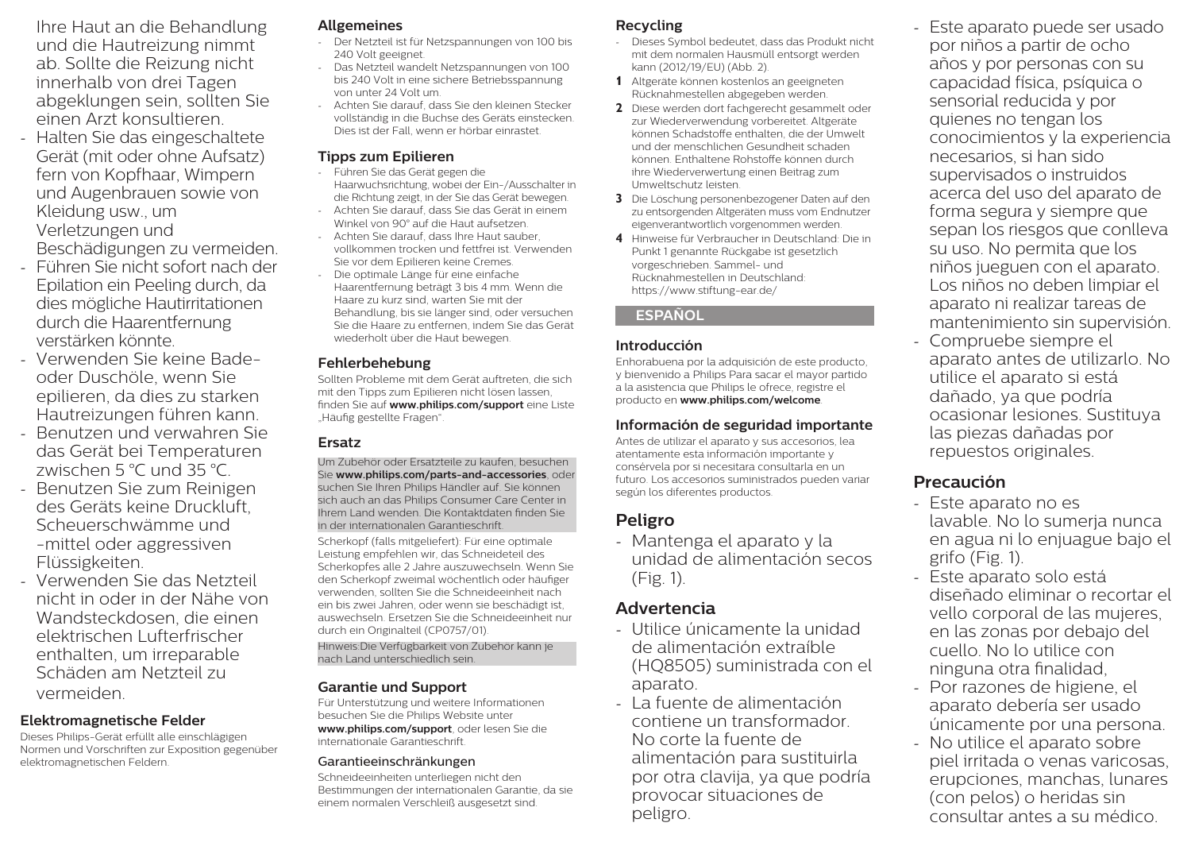Ihre Haut an die Behandlung und die Hautreizung nimmt ab. Sollte die Reizung nicht innerhalb von drei Tagen abgeklungen sein, sollten Sie einen Arzt konsultieren.

- Halten Sie das eingeschaltete Gerät (mit oder ohne Aufsatz) fern von Kopfhaar, Wimpern und Augenbrauen sowie von Kleidung usw., um Verletzungen und Beschädigungen zu vermeiden.
- Führen Sie nicht sofort nach der Epilation ein Peeling durch, da dies mögliche Hautirritationen durch die Haarentfernung verstärken könnte.
- Verwenden Sie keine Bade- oder Duschöle, wenn Sie epilieren, da dies zu starken Hautreizungen führen kann.
- Benutzen und verwahren Sie das Gerät bei Temperaturen zwischen 5 °C und 35 °C.
- Benutzen Sie zum Reinigen des Geräts keine Druckluft, Scheuerschwämme und -mittel oder aggressiven Flüssigkeiten.
- Verwenden Sie das Netzteil nicht in oder in der Nähe von Wandsteckdosen, die einen elektrischen Lufterfrischer enthalten, um irreparable Schäden am Netzteil zu vermeiden.

### Elektromagnetische Felder

Dieses Philips-Gerät erfüllt alle einschlägigen Normen und Vorschriften zur Exposition gegenüber elektromagnetischen Feldern.

### Allgemeines

- Der Netzteil ist für Netzspannungen von 100 bis 240 Volt geeignet.
- Das Netzteil wandelt Netzspannungen von 100 bis 240 Volt in eine sichere Betriebsspannung von unter 24 Volt um.
- Achten Sie darauf, dass Sie den kleinen Stecker vollständig in die Buchse des Geräts einstecken. Dies ist der Fall, wenn er hörbar einrastet.

### Tipps zum Epilieren

- Führen Sie das Gerät gegen die Haarwuchsrichtung, wobei der Ein-/Ausschalter in die Richtung zeigt, in der Sie das Gerät bewegen.
- Achten Sie darauf, dass Sie das Gerät in einem Winkel von 90° auf die Haut aufsetzen.
- Achten Sie darauf, dass Ihre Haut sauber, vollkommen trocken und fettfrei ist. Verwenden Sie vor dem Epilieren keine Cremes.
- Die optimale Länge für eine einfache Haarentfernung beträgt 3 bis 4 mm. Wenn die Haare zu kurz sind, warten Sie mit der Behandlung, bis sie länger sind, oder versuchen Sie die Haare zu entfernen, indem Sie das Gerät wiederholt über die Haut bewegen.

### Fehlerbehebung

Sollten Probleme mit dem Gerät auftreten, die sich mit den Tipps zum Epilieren nicht lösen lassen, finden Sie auf **www.philips.com/support** eine Liste „Häufig gestellte Fragen".

### Ersatz

Um Zubehör oder Ersatzteile zu kaufen, besuchen Sie **www.philips.com/parts-and-accessories**, oder suchen Sie Ihren Philips Händler auf. Sie können sich auch an das Philips Consumer Care Center in Ihrem Land wenden. Die Kontaktdaten finden Sie in der internationalen Garantieschrift.

Scherkopf (falls mitgeliefert): Für eine optimale Leistung empfehlen wir, das Schneideteil des Scherkopfes alle 2 Jahre auszuwechseln. Wenn Sie den Scherkopf zweimal wöchentlich oder häufiger verwenden, sollten Sie die Schneideeinheit nach ein bis zwei Jahren, oder wenn sie beschädigt ist, auswechseln. Ersetzen Sie die Schneideeinheit nur durch ein Originalteil (CP0757/01).

Hinweis:Die Verfügbarkeit von Zubehör kann je nach Land unterschiedlich sein.

### Garantie und Support

Für Unterstützung und weitere Informationen besuchen Sie die Philips Website unter **www.philips.com/support**, oder lesen Sie die internationale Garantieschrift.

#### Garantieeinschränkungen

Schneideeinheiten unterliegen nicht den Bestimmungen der internationalen Garantie, da sie einem normalen Verschleiß ausgesetzt sind.

### Recycling

- Dieses Symbol bedeutet, dass das Produkt nicht mit dem normalen Hausmüll entsorgt werden kann (2012/19/EU) (Abb. 2).

1. Altgeräte können kostenlos an geeigneten Rücknahmestellen abgegeben werden.
2. Diese werden dort fachgerecht gesammelt oder zur Wiederverwendung vorbereitet. Altgeräte können Schadstoffe enthalten, die der Umwelt und der menschlichen Gesundheit schaden können. Enthaltene Rohstoffe können durch ihre Wiederverwertung einen Beitrag zum Umweltschutz leisten.
3. Die Löschung personenbezogener Daten auf den zu entsorgenden Altgeräten muss vom Endnutzer eigenverantwortlich vorgenommen werden.
4. Hinweise für Verbraucher in Deutschland: Die in Punkt 1 genannte Rückgabe ist gesetzlich vorgeschrieben. Sammel- und Rücknahmestellen in Deutschland: https://www.stiftung-ear.de/

## ESPAÑOL

### Introducción

Enhorabuena por la adquisición de este producto, y bienvenido a Philips Para sacar el mayor partido a la asistencia que Philips le ofrece, registre el producto en **www.philips.com/welcome**.

### Información de seguridad importante

Antes de utilizar el aparato y sus accesorios, lea atentamente esta información importante y consérvela por si necesitara consultarla en un futuro. Los accesorios suministrados pueden variar según los diferentes productos.

## Peligro

- Mantenga el aparato y la unidad de alimentación secos (Fig. 1).

## Advertencia

- Utilice únicamente la unidad de alimentación extraíble (HQ8505) suministrada con el aparato.
- La fuente de alimentación contiene un transformador. No corte la fuente de alimentación para sustituirla por otra clavija, ya que podría provocar situaciones de peligro.
- Este aparato puede ser usado por niños a partir de ocho años y por personas con su capacidad física, psíquica o sensorial reducida y por quienes no tengan los conocimientos y la experiencia necesarios, si han sido supervisados o instruidos acerca del uso del aparato de forma segura y siempre que sepan los riesgos que conlleva su uso. No permita que los niños jueguen con el aparato. Los niños no deben limpiar el aparato ni realizar tareas de mantenimiento sin supervisión.
- Compruebe siempre el aparato antes de utilizarlo. No utilice el aparato si está dañado, ya que podría ocasionar lesiones. Sustituya las piezas dañadas por repuestos originales.

## Precaución

- Este aparato no es lavable. No lo sumerja nunca en agua ni lo enjuague bajo el grifo (Fig. 1).
- Este aparato solo está diseñado eliminar o recortar el vello corporal de las mujeres, en las zonas por debajo del cuello. No lo utilice con ninguna otra finalidad,
- Por razones de higiene, el aparato debería ser usado únicamente por una persona.
- No utilice el aparato sobre piel irritada o venas varicosas, erupciones, manchas, lunares (con pelos) o heridas sin consultar antes a su médico.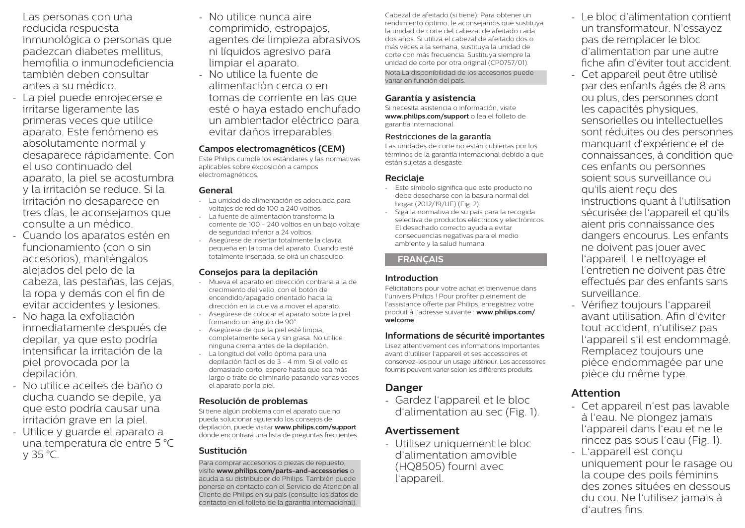Las personas con una reducida respuesta inmunológica o personas que padezcan diabetes mellitus, hemofilia o inmunodeficiencia también deben consultar antes a su médico.

- La piel puede enrojecerse e irritarse ligeramente las primeras veces que utilice aparato. Este fenómeno es absolutamente normal y desaparece rápidamente. Con el uso continuado del aparato, la piel se acostumbra y la irritación se reduce. Si la irritación no desaparece en tres días, le aconsejamos que consulte a un médico.
- Cuando los aparatos estén en funcionamiento (con o sin accesorios), manténgalos alejados del pelo de la cabeza, las pestañas, las cejas, la ropa y demás con el fin de evitar accidentes y lesiones.
- No haga la exfoliación inmediatamente después de depilar, ya que esto podría intensificar la irritación de la piel provocada por la depilación.
- No utilice aceites de baño o ducha cuando se depile, ya que esto podría causar una irritación grave en la piel.
- Utilice y guarde el aparato a una temperatura de entre 5 °C y 35 °C.
- No utilice nunca aire comprimido, estropajos, agentes de limpieza abrasivos ni líquidos agresivo para limpiar el aparato.
- No utilice la fuente de alimentación cerca o en tomas de corriente en las que esté o haya estado enchufado un ambientador eléctrico para evitar daños irreparables.

### Campos electromagnéticos (CEM)

Este Philips cumple los estándares y las normativas aplicables sobre exposición a campos electromagnéticos.

### General

- La unidad de alimentación es adecuada para voltajes de red de 100 a 240 voltios.
- La fuente de alimentación transforma la corriente de 100 - 240 voltios en un bajo voltaje de seguridad inferior a 24 voltios.
- Asegúrese de insertar totalmente la clavija pequeña en la toma del aparato. Cuando esté totalmente insertada, se oirá un chasquido.

### Consejos para la depilación

- Mueva el aparato en dirección contraria a la de crecimiento del vello, con el botón de encendido/apagado orientado hacia la dirección en la que va a mover el aparato.
- Asegúrese de colocar el aparato sobre la piel formando un ángulo de 90°.
- Asegúrese de que la piel esté limpia, completamente seca y sin grasa. No utilice ninguna crema antes de la depilación.
- La longitud del vello óptima para una depilación fácil es de 3 - 4 mm. Si el vello es demasiado corto, espere hasta que sea más largo o trate de eliminarlo pasando varias veces el aparato por la piel.

### Resolución de problemas

Si tiene algún problema con el aparato que no pueda solucionar siguiendo los consejos de depilación, puede visitar **www.philips.com/support** donde encontrará una lista de preguntas frecuentes.

### Sustitución

Para comprar accesorios o piezas de repuesto, visite **www.philips.com/parts-and-accessories** o acuda a su distribuidor de Philips. También puede ponerse en contacto con el Servicio de Atención al Cliente de Philips en su país (consulte los datos de contacto en el folleto de la garantía internacional).

Cabezal de afeitado (si tiene): Para obtener un rendimiento óptimo, le aconsejamos que sustituya la unidad de corte del cabezal de afeitado cada dos años. Si utiliza el cabezal de afeitado dos o más veces a la semana, sustituya la unidad de corte con más frecuencia. Sustituya siempre la unidad de corte por otra original (CP0757/01).

Nota:La disponibilidad de los accesorios puede variar en función del país.

### Garantía y asistencia

Si necesita asistencia o información, visite **www.philips.com/support** o lea el folleto de garantía internacional.

#### Restricciones de la garantía

Las unidades de corte no están cubiertas por los términos de la garantía internacional debido a que están sujetas a desgaste.

### Reciclaje

- Este símbolo significa que este producto no debe desecharse con la basura normal del hogar (2012/19/UE) (Fig. 2).
- Siga la normativa de su país para la recogida selectiva de productos eléctricos y electrónicos. El desechado correcto ayuda a evitar consecuencias negativas para el medio ambiente y la salud humana.

## FRANÇAIS

### Introduction

Félicitations pour votre achat et bienvenue dans l'univers Philips ! Pour profiter pleinement de l'assistance offerte par Philips, enregistrez votre produit à l'adresse suivante : **www.philips.com/welcome**.

### Informations de sécurité importantes

Lisez attentivement ces informations importantes avant d'utiliser l'appareil et ses accessoires et conservez-les pour un usage ultérieur. Les accessoires fournis peuvent varier selon les différents produits.

## Danger

- Gardez l'appareil et le bloc d'alimentation au sec (Fig. 1).

## Avertissement

- Utilisez uniquement le bloc d'alimentation amovible (HQ8505) fourni avec l'appareil.
- Le bloc d'alimentation contient un transformateur. N'essayez pas de remplacer le bloc d'alimentation par une autre fiche afin d'éviter tout accident.
- Cet appareil peut être utilisé par des enfants âgés de 8 ans ou plus, des personnes dont les capacités physiques, sensorielles ou intellectuelles sont réduites ou des personnes manquant d'expérience et de connaissances, à condition que ces enfants ou personnes soient sous surveillance ou qu'ils aient reçu des instructions quant à l'utilisation sécurisée de l'appareil et qu'ils aient pris connaissance des dangers encourus. Les enfants ne doivent pas jouer avec l'appareil. Le nettoyage et l'entretien ne doivent pas être effectués par des enfants sans surveillance.
- Vérifiez toujours l'appareil avant utilisation. Afin d'éviter tout accident, n'utilisez pas l'appareil s'il est endommagé. Remplacez toujours une pièce endommagée par une pièce du même type.

## Attention

- Cet appareil n'est pas lavable à l'eau. Ne plongez jamais l'appareil dans l'eau et ne le rincez pas sous l'eau (Fig. 1).
- L'appareil est conçu uniquement pour le rasage ou la coupe des poils féminins des zones situées en dessous du cou. Ne l'utilisez jamais à d'autres fins.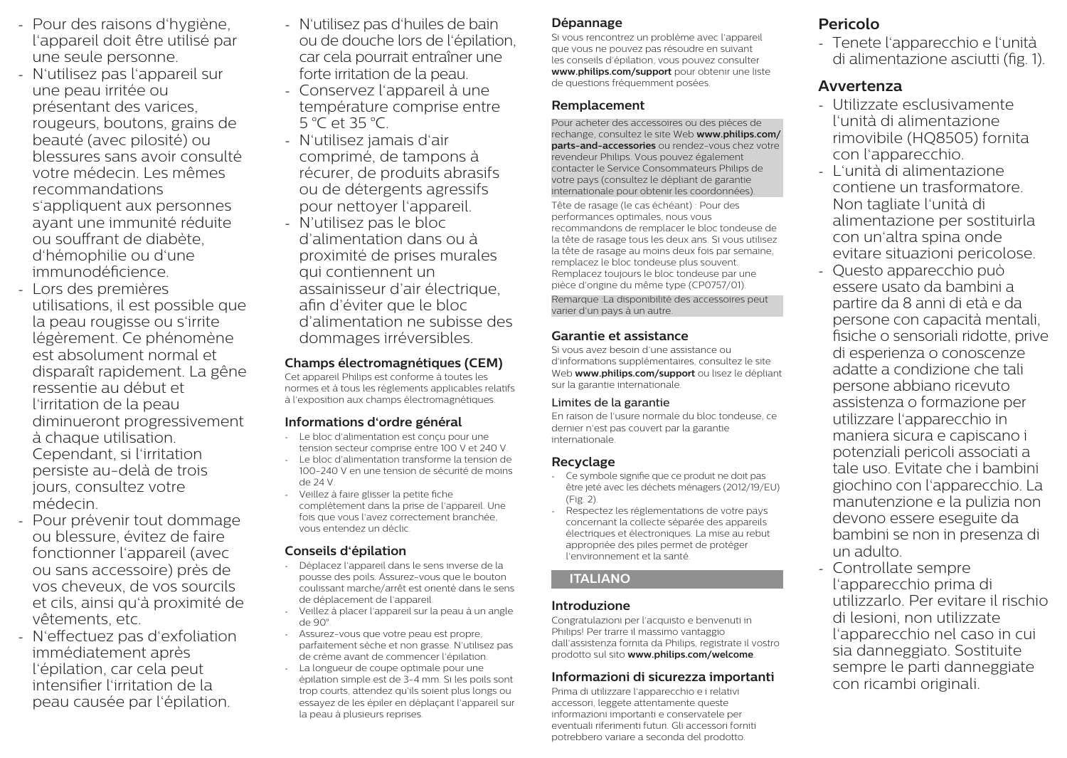- Pour des raisons d'hygiène, l'appareil doit être utilisé par une seule personne.
- N'utilisez pas l'appareil sur une peau irritée ou présentant des varices, rougeurs, boutons, grains de beauté (avec pilosité) ou blessures sans avoir consulté votre médecin. Les mêmes recommandations s'appliquent aux personnes ayant une immunité réduite ou souffrant de diabète, d'hémophilie ou d'une immunodéficience.
- Lors des premières utilisations, il est possible que la peau rougisse ou s'irrite légèrement. Ce phénomène est absolument normal et disparaît rapidement. La gêne ressentie au début et l'irritation de la peau diminueront progressivement à chaque utilisation. Cependant, si l'irritation persiste au-delà de trois jours, consultez votre médecin.
- Pour prévenir tout dommage ou blessure, évitez de faire fonctionner l'appareil (avec ou sans accessoire) près de vos cheveux, de vos sourcils et cils, ainsi qu'à proximité de vêtements, etc.
- N'effectuez pas d'exfoliation immédiatement après l'épilation, car cela peut intensifier l'irritation de la peau causée par l'épilation.
- N'utilisez pas d'huiles de bain ou de douche lors de l'épilation, car cela pourrait entraîner une forte irritation de la peau.
- Conservez l'appareil à une température comprise entre 5 °C et 35 °C.
- N'utilisez jamais d'air comprimé, de tampons à récurer, de produits abrasifs ou de détergents agressifs pour nettoyer l'appareil.
- N'utilisez pas le bloc d'alimentation dans ou à proximité de prises murales qui contiennent un assainisseur d'air électrique, afin d'éviter que le bloc d'alimentation ne subisse des dommages irréversibles.

### Champs électromagnétiques (CEM)

Cet appareil Philips est conforme à toutes les normes et à tous les règlements applicables relatifs à l'exposition aux champs électromagnétiques.

### Informations d'ordre général

- Le bloc d'alimentation est conçu pour une tension secteur comprise entre 100 V et 240 V.
- Le bloc d'alimentation transforme la tension de 100-240 V en une tension de sécurité de moins de 24 V.
- Veillez à faire glisser la petite fiche complètement dans la prise de l'appareil. Une fois que vous l'avez correctement branchée, vous entendez un déclic.

### Conseils d'épilation

- Déplacez l'appareil dans le sens inverse de la pousse des poils. Assurez-vous que le bouton coulissant marche/arrêt est orienté dans le sens de déplacement de l'appareil.
- Veillez à placer l'appareil sur la peau à un angle de 90°.
- Assurez-vous que votre peau est propre, parfaitement sèche et non grasse. N'utilisez pas de crème avant de commencer l'épilation.
- La longueur de coupe optimale pour une épilation simple est de 3-4 mm. Si les poils sont trop courts, attendez qu'ils soient plus longs ou essayez de les épiler en déplaçant l'appareil sur la peau à plusieurs reprises.

### Dépannage

Si vous rencontrez un problème avec l'appareil que vous ne pouvez pas résoudre en suivant les conseils d'épilation, vous pouvez consulter **www.philips.com/support** pour obtenir une liste de questions fréquemment posées.

### Remplacement

Pour acheter des accessoires ou des pièces de rechange, consultez le site Web **www.philips.com/parts-and-accessories** ou rendez-vous chez votre revendeur Philips. Vous pouvez également contacter le Service Consommateurs Philips de votre pays (consultez le dépliant de garantie internationale pour obtenir les coordonnées).

Tête de rasage (le cas échéant) : Pour des performances optimales, nous vous recommandons de remplacer le bloc tondeuse de la tête de rasage tous les deux ans. Si vous utilisez la tête de rasage au moins deux fois par semaine, remplacez le bloc tondeuse plus souvent. Remplacez toujours le bloc tondeuse par une pièce d'origine du même type (CP0757/01).

Remarque :La disponibilité des accessoires peut varier d'un pays à un autre.

### Garantie et assistance

Si vous avez besoin d'une assistance ou d'informations supplémentaires, consultez le site Web **www.philips.com/support** ou lisez le dépliant sur la garantie internationale.

#### Limites de la garantie

En raison de l'usure normale du bloc tondeuse, ce dernier n'est pas couvert par la garantie internationale.

### Recyclage

- Ce symbole signifie que ce produit ne doit pas être jeté avec les déchets ménagers (2012/19/EU) (Fig. 2).
- Respectez les réglementations de votre pays concernant la collecte séparée des appareils électriques et électroniques. La mise au rebut appropriée des piles permet de protéger l'environnement et la santé.

## ITALIANO

### Introduzione

Congratulazioni per l'acquisto e benvenuti in Philips! Per trarre il massimo vantaggio dall'assistenza fornita da Philips, registrate il vostro prodotto sul sito **www.philips.com/welcome**.

### Informazioni di sicurezza importanti

Prima di utilizzare l'apparecchio e i relativi accessori, leggete attentamente queste informazioni importanti e conservatele per eventuali riferimenti futuri. Gli accessori forniti potrebbero variare a seconda del prodotto.

### Pericolo

- Tenete l'apparecchio e l'unità di alimentazione asciutti (fig. 1).

### Avvertenza

- Utilizzate esclusivamente l'unità di alimentazione rimovibile (HQ8505) fornita con l'apparecchio.
- L'unità di alimentazione contiene un trasformatore. Non tagliate l'unità di alimentazione per sostituirla con un'altra spina onde evitare situazioni pericolose.
- Questo apparecchio può essere usato da bambini a partire da 8 anni di età e da persone con capacità mentali, fisiche o sensoriali ridotte, prive di esperienza o conoscenze adatte a condizione che tali persone abbiano ricevuto assistenza o formazione per utilizzare l'apparecchio in maniera sicura e capiscano i potenziali pericoli associati a tale uso. Evitate che i bambini giochino con l'apparecchio. La manutenzione e la pulizia non devono essere eseguite da bambini se non in presenza di un adulto.
- Controllate sempre l'apparecchio prima di utilizzarlo. Per evitare il rischio di lesioni, non utilizzate l'apparecchio nel caso in cui sia danneggiato. Sostituite sempre le parti danneggiate con ricambi originali.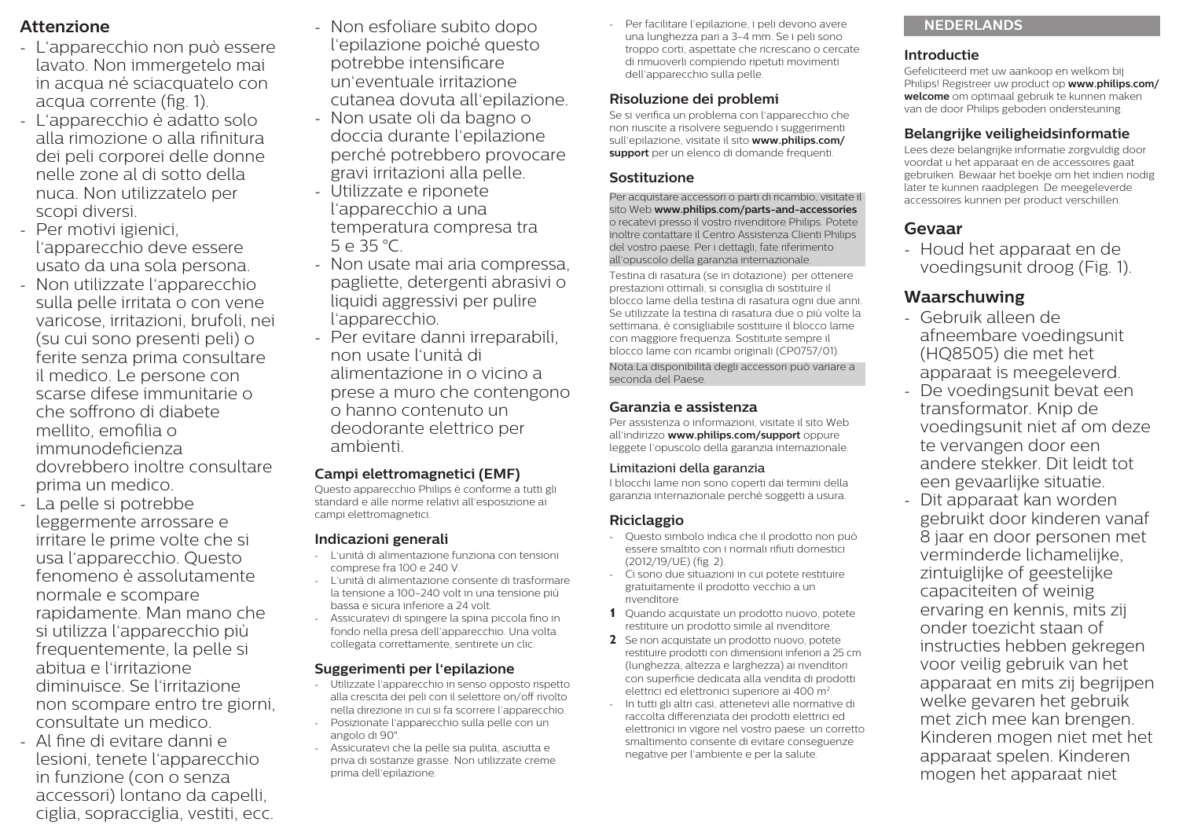## Attenzione

- L'apparecchio non può essere lavato. Non immergetelo mai in acqua né sciacquatelo con acqua corrente (fig. 1).
- L'apparecchio è adatto solo alla rimozione o alla rifinitura dei peli corporei delle donne nelle zone al di sotto della nuca. Non utilizzatelo per scopi diversi.
- Per motivi igienici, l'apparecchio deve essere usato da una sola persona.
- Non utilizzate l'apparecchio sulla pelle irritata o con vene varicose, irritazioni, brufoli, nei (su cui sono presenti peli) o ferite senza prima consultare il medico. Le persone con scarse difese immunitarie o che soffrono di diabete mellito, emofilia o immunodeficienza dovrebbero inoltre consultare prima un medico.
- La pelle si potrebbe leggermente arrossare e irritare le prime volte che si usa l'apparecchio. Questo fenomeno è assolutamente normale e scompare rapidamente. Man mano che si utilizza l'apparecchio più frequentemente, la pelle si abitua e l'irritazione diminuisce. Se l'irritazione non scompare entro tre giorni, consultate un medico.
- Al fine di evitare danni e lesioni, tenete l'apparecchio in funzione (con o senza accessori) lontano da capelli, ciglia, sopracciglia, vestiti, ecc.
- Non esfoliare subito dopo l'epilazione poiché questo potrebbe intensificare un'eventuale irritazione cutanea dovuta all'epilazione.
- Non usate oli da bagno o doccia durante l'epilazione perché potrebbero provocare gravi irritazioni alla pelle.
- Utilizzate e riponete l'apparecchio a una temperatura compresa tra 5 e 35 °C.
- Non usate mai aria compressa, pagliette, detergenti abrasivi o liquidi aggressivi per pulire l'apparecchio.
- Per evitare danni irreparabili, non usate l'unità di alimentazione in o vicino a prese a muro che contengono o hanno contenuto un deodorante elettrico per ambienti.

### Campi elettromagnetici (EMF)

Questo apparecchio Philips è conforme a tutti gli standard e alle norme relativi all'esposizione ai campi elettromagnetici.

### Indicazioni generali

- L'unità di alimentazione funziona con tensioni comprese fra 100 e 240 V.
- L'unità di alimentazione consente di trasformare la tensione a 100-240 volt in una tensione più bassa e sicura inferiore a 24 volt.
- Assicuratevi di spingere la spina piccola fino in fondo nella presa dell'apparecchio. Una volta collegata correttamente, sentirete un clic.

### Suggerimenti per l'epilazione

- Utilizzate l'apparecchio in senso opposto rispetto alla crescita dei peli con il selettore on/off rivolto nella direzione in cui si fa scorrere l'apparecchio.
- Posizionate l'apparecchio sulla pelle con un angolo di 90°.
- Assicuratevi che la pelle sia pulita, asciutta e priva di sostanze grasse. Non utilizzate creme prima dell'epilazione.
- Per facilitare l'epilazione, i peli devono avere una lunghezza pari a 3-4 mm. Se i peli sono troppo corti, aspettate che ricrescano o cercate di rimuoverli compiendo ripetuti movimenti dell'apparecchio sulla pelle.

### Risoluzione dei problemi

Se si verifica un problema con l'apparecchio che non riuscite a risolvere seguendo i suggerimenti sull'epilazione, visitate il sito **www.philips.com/support** per un elenco di domande frequenti.

### Sostituzione

Per acquistare accessori o parti di ricambio, visitate il sito Web **www.philips.com/parts-and-accessories** o recatevi presso il vostro rivenditore Philips. Potete inoltre contattare il Centro Assistenza Clienti Philips del vostro paese. Per i dettagli, fate riferimento all'opuscolo della garanzia internazionale.

Testina di rasatura (se in dotazione): per ottenere prestazioni ottimali, si consiglia di sostituire il blocco lame della testina di rasatura ogni due anni. Se utilizzate la testina di rasatura due o più volte la settimana, è consigliabile sostituire il blocco lame con maggiore frequenza. Sostituite sempre il blocco lame con ricambi originali (CP0757/01).

Nota:La disponibilità degli accessori può variare a seconda del Paese.

### Garanzia e assistenza

Per assistenza o informazioni, visitate il sito Web all'indirizzo **www.philips.com/support** oppure leggete l'opuscolo della garanzia internazionale.

#### Limitazioni della garanzia

I blocchi lame non sono coperti dai termini della garanzia internazionale perché soggetti a usura.

### Riciclaggio

- Questo simbolo indica che il prodotto non può essere smaltito con i normali rifiuti domestici (2012/19/UE) (fig. 2).
- Ci sono due situazioni in cui potete restituire gratuitamente il prodotto vecchio a un rivenditore:

**1** Quando acquistate un prodotto nuovo, potete restituire un prodotto simile al rivenditore.

**2** Se non acquistate un prodotto nuovo, potete restituire prodotti con dimensioni inferiori a 25 cm (lunghezza, altezza e larghezza) ai rivenditori con superficie dedicata alla vendita di prodotti elettrici ed elettronici superiore ai 400 $m^2$.

- In tutti gli altri casi, attenetevi alle normative di raccolta differenziata dei prodotti elettrici ed elettronici in vigore nel vostro paese: un corretto smaltimento consente di evitare conseguenze negative per l'ambiente e per la salute.

# NEDERLANDS

### Introductie

Gefeliciteerd met uw aankoop en welkom bij Philips! Registreer uw product op **www.philips.com/welcome** om optimaal gebruik te kunnen maken van de door Philips geboden ondersteuning.

### Belangrijke veiligheidsinformatie

Lees deze belangrijke informatie zorgvuldig door voordat u het apparaat en de accessoires gaat gebruiken. Bewaar het boekje om het indien nodig later te kunnen raadplegen. De meegeleverde accessoires kunnen per product verschillen.

## Gevaar

- Houd het apparaat en de voedingsunit droog (Fig. 1).

## Waarschuwing

- Gebruik alleen de afneembare voedingsunit (HQ8505) die met het apparaat is meegeleverd.
- De voedingsunit bevat een transformator. Knip de voedingsunit niet af om deze te vervangen door een andere stekker. Dit leidt tot een gevaarlijke situatie.
- Dit apparaat kan worden gebruikt door kinderen vanaf 8 jaar en door personen met verminderde lichamelijke, zintuiglijke of geestelijke capaciteiten of weinig ervaring en kennis, mits zij onder toezicht staan of instructies hebben gekregen voor veilig gebruik van het apparaat en mits zij begrijpen welke gevaren het gebruik met zich mee kan brengen. Kinderen mogen niet met het apparaat spelen. Kinderen mogen het apparaat niet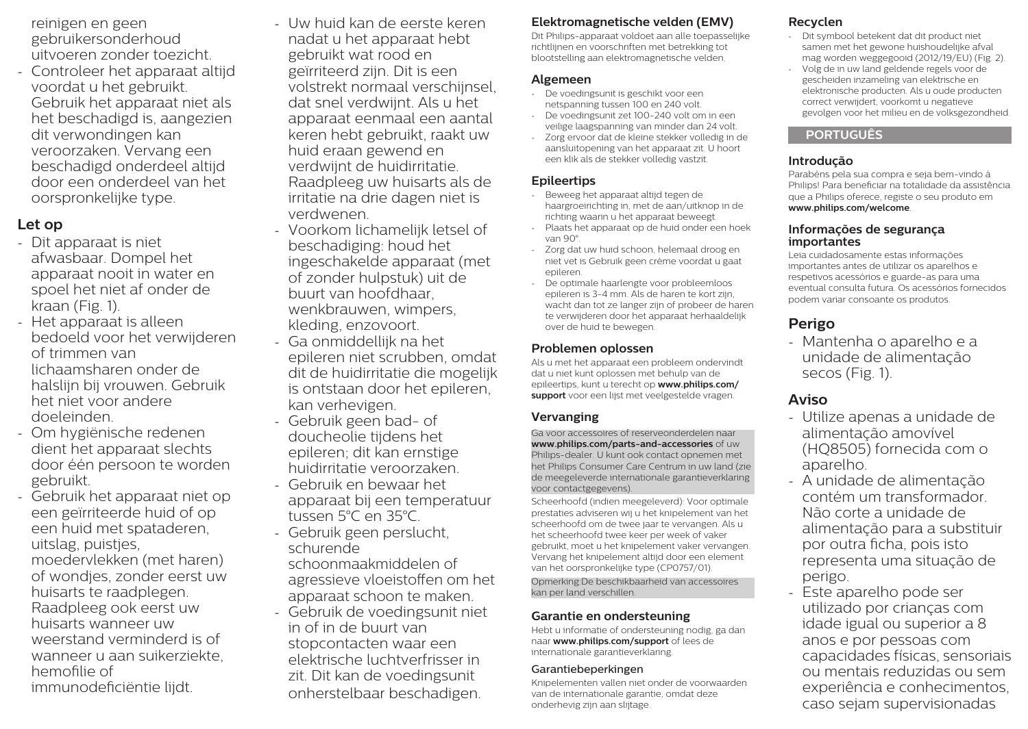reinigen en geen gebruikersonderhoud uitvoeren zonder toezicht.

- Controleer het apparaat altijd voordat u het gebruikt. Gebruik het apparaat niet als het beschadigd is, aangezien dit verwondingen kan veroorzaken. Vervang een beschadigd onderdeel altijd door een onderdeel van het oorspronkelijke type.

## Let op

- Dit apparaat is niet afwasbaar. Dompel het apparaat nooit in water en spoel het niet af onder de kraan (Fig. 1).
- Het apparaat is alleen bedoeld voor het verwijderen of trimmen van lichaamsharen onder de halslijn bij vrouwen. Gebruik het niet voor andere doeleinden.
- Om hygiënische redenen dient het apparaat slechts door één persoon te worden gebruikt.
- Gebruik het apparaat niet op een geïrriteerde huid of op een huid met spataderen, uitslag, puistjes, moedervlekken (met haren) of wondjes, zonder eerst uw huisarts te raadplegen. Raadpleeg ook eerst uw huisarts wanneer uw weerstand verminderd is of wanneer u aan suikerziekte, hemofilie of immunodeficiëntie lijdt.
- Uw huid kan de eerste keren nadat u het apparaat hebt gebruikt wat rood en geïrriteerd zijn. Dit is een volstrekt normaal verschijnsel, dat snel verdwijnt. Als u het apparaat eenmaal een aantal keren hebt gebruikt, raakt uw huid eraan gewend en verdwijnt de huidirritatie. Raadpleeg uw huisarts als de irritatie na drie dagen niet is verdwenen.
- Voorkom lichamelijk letsel of beschadiging: houd het ingeschakelde apparaat (met of zonder hulpstuk) uit de buurt van hoofdhaar, wenkbrauwen, wimpers, kleding, enzovoort.
- Ga onmiddellijk na het epileren niet scrubben, omdat dit de huidirritatie die mogelijk is ontstaan door het epileren, kan verhevigen.
- Gebruik geen bad- of doucheolie tijdens het epileren; dit kan ernstige huidirritatie veroorzaken.
- Gebruik en bewaar het apparaat bij een temperatuur tussen 5°C en 35°C.
- Gebruik geen perslucht, schurende schoonmaakmiddelen of agressieve vloeistoffen om het apparaat schoon te maken.
- Gebruik de voedingsunit niet in of in de buurt van stopcontacten waar een elektrische luchtverfrisser in zit. Dit kan de voedingsunit onherstelbaar beschadigen.

### Elektromagnetische velden (EMV)

Dit Philips-apparaat voldoet aan alle toepasselijke richtlijnen en voorschriften met betrekking tot blootstelling aan elektromagnetische velden.

### Algemeen

- De voedingsunit is geschikt voor een netspanning tussen 100 en 240 volt.
- De voedingsunit zet 100-240 volt om in een veilige laagspanning van minder dan 24 volt.
- Zorg ervoor dat de kleine stekker volledig in de aansluitopening van het apparaat zit. U hoort een klik als de stekker volledig vastzit.

### Epileertips

- Beweeg het apparaat altijd tegen de haargroeirichting in, met de aan/uitknop in de richting waarin u het apparaat beweegt.
- Plaats het apparaat op de huid onder een hoek van 90°.
- Zorg dat uw huid schoon, helemaal droog en niet vet is Gebruik geen crème voordat u gaat epileren.
- De optimale haarlengte voor probleemloos epileren is 3-4 mm. Als de haren te kort zijn, wacht dan tot ze langer zijn of probeer de haren te verwijderen door het apparaat herhaaldelijk over de huid te bewegen.

### Problemen oplossen

Als u met het apparaat een probleem ondervindt dat u niet kunt oplossen met behulp van de epileertips, kunt u terecht op **www.philips.com/support** voor een lijst met veelgestelde vragen.

### Vervanging

Ga voor accessoires of reserveonderdelen naar **www.philips.com/parts-and-accessories** of uw Philips-dealer. U kunt ook contact opnemen met het Philips Consumer Care Centrum in uw land (zie de meegeleverde internationale garantieverklaring voor contactgegevens).

Scheerhoofd (indien meegeleverd): Voor optimale prestaties adviseren wij u het knipelement van het scheerhoofd om de twee jaar te vervangen. Als u het scheerhoofd twee keer per week of vaker gebruikt, moet u het knipelement vaker vervangen. Vervang het knipelement altijd door een element van het oorspronkelijke type (CP0757/01).

Opmerking:De beschikbaarheid van accessoires kan per land verschillen.

### Garantie en ondersteuning

Hebt u informatie of ondersteuning nodig, ga dan naar **www.philips.com/support** of lees de internationale garantieverklaring.

#### Garantiebeperkingen

Knipelementen vallen niet onder de voorwaarden van de internationale garantie, omdat deze onderhevig zijn aan slijtage.

### Recyclen

- Dit symbool betekent dat dit product niet samen met het gewone huishoudelijke afval mag worden weggegooid (2012/19/EU) (Fig. 2).
- Volg de in uw land geldende regels voor de gescheiden inzameling van elektrische en elektronische producten. Als u oude producten correct verwijdert, voorkomt u negatieve gevolgen voor het milieu en de volksgezondheid.

# PORTUGUÊS

### Introdução

Parabéns pela sua compra e seja bem-vindo à Philips! Para beneficiar na totalidade da assistência que a Philips oferece, registe o seu produto em **www.philips.com/welcome**.

### Informações de segurança importantes

Leia cuidadosamente estas informações importantes antes de utilizar os aparelhos e respetivos acessórios e guarde-as para uma eventual consulta futura. Os acessórios fornecidos podem variar consoante os produtos.

## Perigo

- Mantenha o aparelho e a unidade de alimentação secos (Fig. 1).

## Aviso

- Utilize apenas a unidade de alimentação amovível (HQ8505) fornecida com o aparelho.
- A unidade de alimentação contém um transformador. Não corte a unidade de alimentação para a substituir por outra ficha, pois isto representa uma situação de perigo.
- Este aparelho pode ser utilizado por crianças com idade igual ou superior a 8 anos e por pessoas com capacidades físicas, sensoriais ou mentais reduzidas ou sem experiência e conhecimentos, caso sejam supervisionadas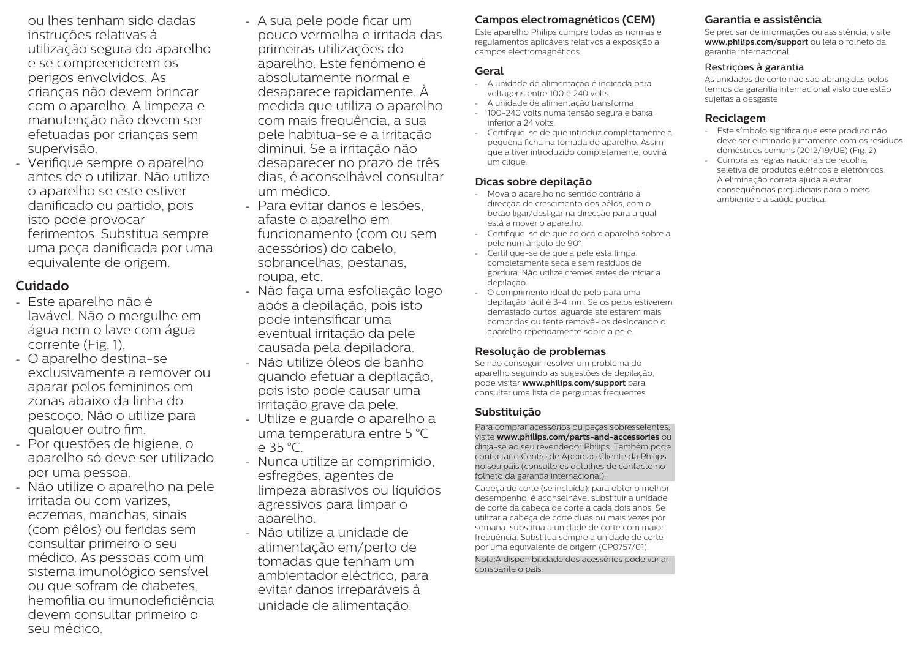ou lhes tenham sido dadas instruções relativas à utilização segura do aparelho e se compreenderem os perigos envolvidos. As crianças não devem brincar com o aparelho. A limpeza e manutenção não devem ser efetuadas por crianças sem supervisão.

- Verifique sempre o aparelho antes de o utilizar. Não utilize o aparelho se este estiver danificado ou partido, pois isto pode provocar ferimentos. Substitua sempre uma peça danificada por uma equivalente de origem.

## Cuidado

- Este aparelho não é lavável. Não o mergulhe em água nem o lave com água corrente (Fig. 1).
- O aparelho destina-se exclusivamente a remover ou aparar pelos femininos em zonas abaixo da linha do pescoço. Não o utilize para qualquer outro fim.
- Por questões de higiene, o aparelho só deve ser utilizado por uma pessoa.
- Não utilize o aparelho na pele irritada ou com varizes, eczemas, manchas, sinais (com pêlos) ou feridas sem consultar primeiro o seu médico. As pessoas com um sistema imunológico sensível ou que sofram de diabetes, hemofilia ou imunodeficiência devem consultar primeiro o seu médico.
- A sua pele pode ficar um pouco vermelha e irritada das primeiras utilizações do aparelho. Este fenómeno é absolutamente normal e desaparece rapidamente. À medida que utiliza o aparelho com mais frequência, a sua pele habitua-se e a irritação diminui. Se a irritação não desaparecer no prazo de três dias, é aconselhável consultar um médico.
- Para evitar danos e lesões, afaste o aparelho em funcionamento (com ou sem acessórios) do cabelo, sobrancelhas, pestanas, roupa, etc.
- Não faça uma esfoliação logo após a depilação, pois isto pode intensificar uma eventual irritação da pele causada pela depiladora.
- Não utilize óleos de banho quando efetuar a depilação, pois isto pode causar uma irritação grave da pele.
- Utilize e guarde o aparelho a uma temperatura entre 5 °C e 35 °C.
- Nunca utilize ar comprimido, esfregões, agentes de limpeza abrasivos ou líquidos agressivos para limpar o aparelho.
- Não utilize a unidade de alimentação em/perto de tomadas que tenham um ambientador eléctrico, para evitar danos irreparáveis à unidade de alimentação.

## Campos electromagnéticos (CEM)

Este aparelho Philips cumpre todas as normas e regulamentos aplicáveis relativos à exposição a campos electromagnéticos.

## Geral

- A unidade de alimentação é indicada para voltagens entre 100 e 240 volts.
- A unidade de alimentação transforma
- 100-240 volts numa tensão segura e baixa inferior a 24 volts.
- Certifique-se de que introduz completamente a pequena ficha na tomada do aparelho. Assim que a tiver introduzido completamente, ouvirá um clique.

## Dicas sobre depilação

- Mova o aparelho no sentido contrário à direcção de crescimento dos pêlos, com o botão ligar/desligar na direcção para a qual está a mover o aparelho.
- Certifique-se de que coloca o aparelho sobre a pele num ângulo de 90°.
- Certifique-se de que a pele está limpa, completamente seca e sem resíduos de gordura. Não utilize cremes antes de iniciar a depilação.
- O comprimento ideal do pelo para uma depilação fácil é 3-4 mm. Se os pelos estiverem demasiado curtos, aguarde até estarem mais compridos ou tente removê-los deslocando o aparelho repetidamente sobre a pele.

## Resolução de problemas

Se não conseguir resolver um problema do aparelho seguindo as sugestões de depilação, pode visitar **www.philips.com/support** para consultar uma lista de perguntas frequentes.

## Substituição

Para comprar acessórios ou peças sobresselentes, visite **www.philips.com/parts-and-accessories** ou dirija-se ao seu revendedor Philips. Também pode contactar o Centro de Apoio ao Cliente da Philips no seu país (consulte os detalhes de contacto no folheto da garantia internacional).

Cabeça de corte (se incluída): para obter o melhor desempenho, é aconselhável substituir a unidade de corte da cabeça de corte a cada dois anos. Se utilizar a cabeça de corte duas ou mais vezes por semana, substitua a unidade de corte com maior frequência. Substitua sempre a unidade de corte por uma equivalente de origem (CP0757/01).

Nota:A disponibilidade dos acessórios pode variar consoante o país.

## Garantia e assistência

Se precisar de informações ou assistência, visite **www.philips.com/support** ou leia o folheto da garantia internacional.

### Restrições à garantia

As unidades de corte não são abrangidas pelos termos da garantia internacional visto que estão sujeitas a desgaste.

## Reciclagem

- Este símbolo significa que este produto não deve ser eliminado juntamente com os resíduos domésticos comuns (2012/19/UE) (Fig. 2).
- Cumpra as regras nacionais de recolha seletiva de produtos elétricos e eletrónicos. A eliminação correta ajuda a evitar consequências prejudiciais para o meio ambiente e a saúde pública.